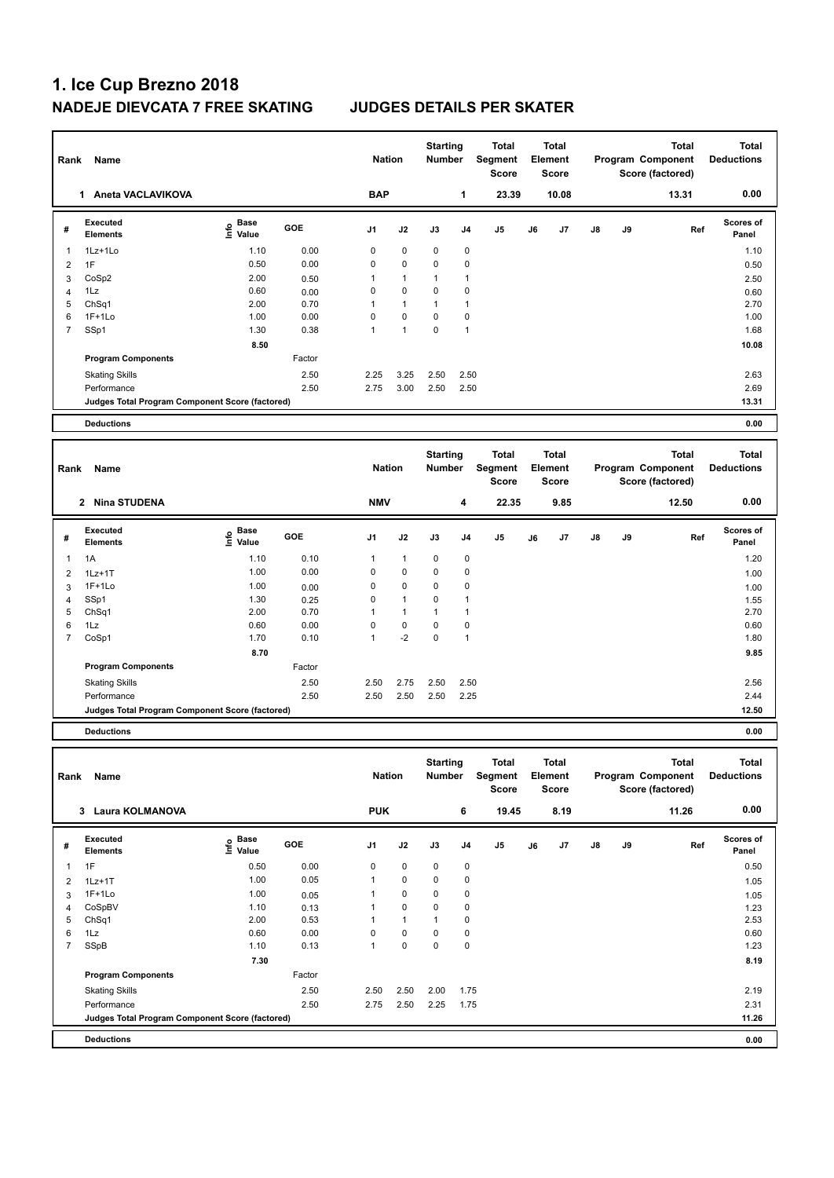# 1. Ice Cup Brezno 2018

## NADEJE DIEVCATA 7 FREE SKATING JUDGES DETAILS PER SKATER

| Rank | Name | Nation | Starting Number | Total Segment Score | Total Element Score | Total Program Component Score (factored) | Total Deductions |
|---|---|---|---|---|---|---|---|
| 1 | Aneta VACLAVIKOVA | BAP | 1 | 23.39 | 10.08 | 13.31 | 0.00 |

| # | Executed Elements | Info | Base Value | GOE | J1 | J2 | J3 | J4 | J5 | J6 | J7 | J8 | J9 | Ref | Scores of Panel |
|---|---|---|---|---|---|---|---|---|---|---|---|---|---|---|---|
| 1 | 1Lz+1Lo | | 1.10 | 0.00 | 0 | 0 | 0 | 0 | | | | | | | 1.10 |
| 2 | 1F | | 0.50 | 0.00 | 0 | 0 | 0 | 0 | | | | | | | 0.50 |
| 3 | CoSp2 | | 2.00 | 0.50 | 1 | 1 | 1 | 1 | | | | | | | 2.50 |
| 4 | 1Lz | | 0.60 | 0.00 | 0 | 0 | 0 | 0 | | | | | | | 0.60 |
| 5 | ChSq1 | | 2.00 | 0.70 | 1 | 1 | 1 | 1 | | | | | | | 2.70 |
| 6 | 1F+1Lo | | 1.00 | 0.00 | 0 | 0 | 0 | 0 | | | | | | | 1.00 |
| 7 | SSp1 | | 1.30 | 0.38 | 1 | 1 | 0 | 1 | | | | | | | 1.68 |
| | | | 8.50 | | | | | | | | | | | | 10.08 |
| | Program Components | | | Factor | | | | | | | | | | | |
| | Skating Skills | | | 2.50 | 2.25 | 3.25 | 2.50 | 2.50 | | | | | | | 2.63 |
| | Performance | | | 2.50 | 2.75 | 3.00 | 2.50 | 2.50 | | | | | | | 2.69 |
| | Judges Total Program Component Score (factored) | | | | | | | | | | | | | | 13.31 |
| | Deductions | | | | | | | | | | | | | | 0.00 |

| Rank | Name | Nation | Starting Number | Total Segment Score | Total Element Score | Total Program Component Score (factored) | Total Deductions |
|---|---|---|---|---|---|---|---|
| 2 | Nina STUDENA | NMV | 4 | 22.35 | 9.85 | 12.50 | 0.00 |

| # | Executed Elements | Info | Base Value | GOE | J1 | J2 | J3 | J4 | J5 | J6 | J7 | J8 | J9 | Ref | Scores of Panel |
|---|---|---|---|---|---|---|---|---|---|---|---|---|---|---|---|
| 1 | 1A | | 1.10 | 0.10 | 1 | 1 | 0 | 0 | | | | | | | 1.20 |
| 2 | 1Lz+1T | | 1.00 | 0.00 | 0 | 0 | 0 | 0 | | | | | | | 1.00 |
| 3 | 1F+1Lo | | 1.00 | 0.00 | 0 | 0 | 0 | 0 | | | | | | | 1.00 |
| 4 | SSp1 | | 1.30 | 0.25 | 0 | 1 | 0 | 1 | | | | | | | 1.55 |
| 5 | ChSq1 | | 2.00 | 0.70 | 1 | 1 | 1 | 1 | | | | | | | 2.70 |
| 6 | 1Lz | | 0.60 | 0.00 | 0 | 0 | 0 | 0 | | | | | | | 0.60 |
| 7 | CoSp1 | | 1.70 | 0.10 | 1 | -2 | 0 | 1 | | | | | | | 1.80 |
| | | | 8.70 | | | | | | | | | | | | 9.85 |
| | Program Components | | | Factor | | | | | | | | | | | |
| | Skating Skills | | | 2.50 | 2.50 | 2.75 | 2.50 | 2.50 | | | | | | | 2.56 |
| | Performance | | | 2.50 | 2.50 | 2.50 | 2.50 | 2.25 | | | | | | | 2.44 |
| | Judges Total Program Component Score (factored) | | | | | | | | | | | | | | 12.50 |
| | Deductions | | | | | | | | | | | | | | 0.00 |

| Rank | Name | Nation | Starting Number | Total Segment Score | Total Element Score | Total Program Component Score (factored) | Total Deductions |
|---|---|---|---|---|---|---|---|
| 3 | Laura KOLMANOVA | PUK | 6 | 19.45 | 8.19 | 11.26 | 0.00 |

| # | Executed Elements | Info | Base Value | GOE | J1 | J2 | J3 | J4 | J5 | J6 | J7 | J8 | J9 | Ref | Scores of Panel |
|---|---|---|---|---|---|---|---|---|---|---|---|---|---|---|---|
| 1 | 1F | | 0.50 | 0.00 | 0 | 0 | 0 | 0 | | | | | | | 0.50 |
| 2 | 1Lz+1T | | 1.00 | 0.05 | 1 | 0 | 0 | 0 | | | | | | | 1.05 |
| 3 | 1F+1Lo | | 1.00 | 0.05 | 1 | 0 | 0 | 0 | | | | | | | 1.05 |
| 4 | CoSpBV | | 1.10 | 0.13 | 1 | 0 | 0 | 0 | | | | | | | 1.23 |
| 5 | ChSq1 | | 2.00 | 0.53 | 1 | 1 | 1 | 0 | | | | | | | 2.53 |
| 6 | 1Lz | | 0.60 | 0.00 | 0 | 0 | 0 | 0 | | | | | | | 0.60 |
| 7 | SSpB | | 1.10 | 0.13 | 1 | 0 | 0 | 0 | | | | | | | 1.23 |
| | | | 7.30 | | | | | | | | | | | | 8.19 |
| | Program Components | | | Factor | | | | | | | | | | | |
| | Skating Skills | | | 2.50 | 2.50 | 2.50 | 2.00 | 1.75 | | | | | | | 2.19 |
| | Performance | | | 2.50 | 2.75 | 2.50 | 2.25 | 1.75 | | | | | | | 2.31 |
| | Judges Total Program Component Score (factored) | | | | | | | | | | | | | | 11.26 |
| | Deductions | | | | | | | | | | | | | | 0.00 |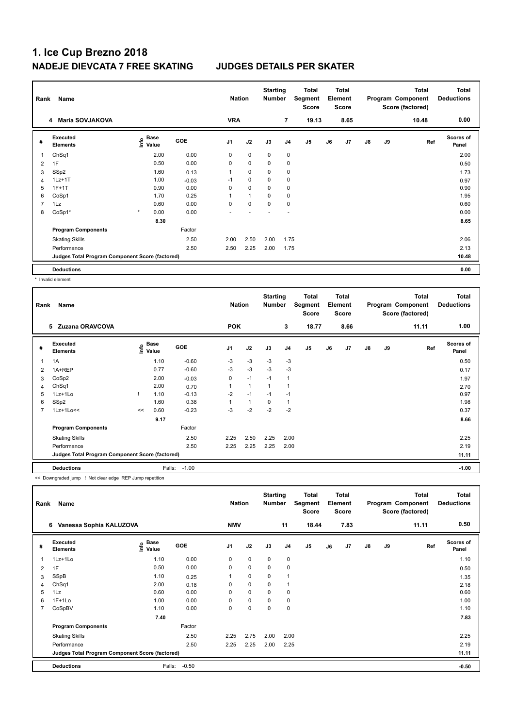# 1. Ice Cup Brezno 2018

## NADEJE DIEVCATA 7 FREE SKATING JUDGES DETAILS PER SKATER

| Rank | Name | Nation | Starting Number | Total Segment Score | Total Element Score | Total Program Component Score (factored) | Total Deductions |
|---|---|---|---|---|---|---|---|
| 4 | Maria SOVJAKOVA | VRA | 7 | 19.13 | 8.65 | 10.48 | 0.00 |

| # | Executed Elements | Info | Base Value | GOE | J1 | J2 | J3 | J4 | J5 | J6 | J7 | J8 | J9 | Ref | Scores of Panel |
|---|---|---|---|---|---|---|---|---|---|---|---|---|---|---|---|
| 1 | ChSq1 | | 2.00 | 0.00 | 0 | 0 | 0 | 0 | | | | | | | 2.00 |
| 2 | 1F | | 0.50 | 0.00 | 0 | 0 | 0 | 0 | | | | | | | 0.50 |
| 3 | SSp2 | | 1.60 | 0.13 | 1 | 0 | 0 | 0 | | | | | | | 1.73 |
| 4 | 1Lz+1T | | 1.00 | -0.03 | -1 | 0 | 0 | 0 | | | | | | | 0.97 |
| 5 | 1F+1T | | 0.90 | 0.00 | 0 | 0 | 0 | 0 | | | | | | | 0.90 |
| 6 | CoSp1 | | 1.70 | 0.25 | 1 | 1 | 0 | 0 | | | | | | | 1.95 |
| 7 | 1Lz | | 0.60 | 0.00 | 0 | 0 | 0 | 0 | | | | | | | 0.60 |
| 8 | CoSp1* | * | 0.00 | 0.00 | - | - | - | - | | | | | | | 0.00 |
| | | | 8.30 | | | | | | | | | | | | 8.65 |
| | **Program Components** | | | Factor | | | | | | | | | | | |
| | Skating Skills | | | 2.50 | 2.00 | 2.50 | 2.00 | 1.75 | | | | | | | 2.06 |
| | Performance | | | 2.50 | 2.50 | 2.25 | 2.00 | 1.75 | | | | | | | 2.13 |
| | Judges Total Program Component Score (factored) | | | | | | | | | | | | | | 10.48 |
| | **Deductions** | | | | | | | | | | | | | | 0.00 |

\* Invalid element

| Rank | Name | Nation | Starting Number | Total Segment Score | Total Element Score | Total Program Component Score (factored) | Total Deductions |
|---|---|---|---|---|---|---|---|
| 5 | Zuzana ORAVCOVA | POK | 3 | 18.77 | 8.66 | 11.11 | 1.00 |

| # | Executed Elements | Info | Base Value | GOE | J1 | J2 | J3 | J4 | J5 | J6 | J7 | J8 | J9 | Ref | Scores of Panel |
|---|---|---|---|---|---|---|---|---|---|---|---|---|---|---|---|
| 1 | 1A | | 1.10 | -0.60 | -3 | -3 | -3 | -3 | | | | | | | 0.50 |
| 2 | 1A+REP | | 0.77 | -0.60 | -3 | -3 | -3 | -3 | | | | | | | 0.17 |
| 3 | CoSp2 | | 2.00 | -0.03 | 0 | -1 | -1 | 1 | | | | | | | 1.97 |
| 4 | ChSq1 | | 2.00 | 0.70 | 1 | 1 | 1 | 1 | | | | | | | 2.70 |
| 5 | 1Lz+1Lo | ! | 1.10 | -0.13 | -2 | -1 | -1 | -1 | | | | | | | 0.97 |
| 6 | SSp2 | | 1.60 | 0.38 | 1 | 1 | 0 | 1 | | | | | | | 1.98 |
| 7 | 1Lz+1Lo<< | << | 0.60 | -0.23 | -3 | -2 | -2 | -2 | | | | | | | 0.37 |
| | | | 9.17 | | | | | | | | | | | | 8.66 |
| | **Program Components** | | | Factor | | | | | | | | | | | |
| | Skating Skills | | | 2.50 | 2.25 | 2.50 | 2.25 | 2.00 | | | | | | | 2.25 |
| | Performance | | | 2.50 | 2.25 | 2.25 | 2.25 | 2.00 | | | | | | | 2.19 |
| | Judges Total Program Component Score (factored) | | | | | | | | | | | | | | 11.11 |
| | **Deductions** | | Falls: | -1.00 | | | | | | | | | | | -1.00 |

<< Downgraded jump ! Not clear edge REP Jump repetition

| Rank | Name | Nation | Starting Number | Total Segment Score | Total Element Score | Total Program Component Score (factored) | Total Deductions |
|---|---|---|---|---|---|---|---|
| 6 | Vanessa Sophia KALUZOVA | NMV | 11 | 18.44 | 7.83 | 11.11 | 0.50 |

| # | Executed Elements | Info | Base Value | GOE | J1 | J2 | J3 | J4 | J5 | J6 | J7 | J8 | J9 | Ref | Scores of Panel |
|---|---|---|---|---|---|---|---|---|---|---|---|---|---|---|---|
| 1 | 1Lz+1Lo | | 1.10 | 0.00 | 0 | 0 | 0 | 0 | | | | | | | 1.10 |
| 2 | 1F | | 0.50 | 0.00 | 0 | 0 | 0 | 0 | | | | | | | 0.50 |
| 3 | SSpB | | 1.10 | 0.25 | 1 | 0 | 0 | 1 | | | | | | | 1.35 |
| 4 | ChSq1 | | 2.00 | 0.18 | 0 | 0 | 0 | 1 | | | | | | | 2.18 |
| 5 | 1Lz | | 0.60 | 0.00 | 0 | 0 | 0 | 0 | | | | | | | 0.60 |
| 6 | 1F+1Lo | | 1.00 | 0.00 | 0 | 0 | 0 | 0 | | | | | | | 1.00 |
| 7 | CoSpBV | | 1.10 | 0.00 | 0 | 0 | 0 | 0 | | | | | | | 1.10 |
| | | | 7.40 | | | | | | | | | | | | 7.83 |
| | **Program Components** | | | Factor | | | | | | | | | | | |
| | Skating Skills | | | 2.50 | 2.25 | 2.75 | 2.00 | 2.00 | | | | | | | 2.25 |
| | Performance | | | 2.50 | 2.25 | 2.25 | 2.00 | 2.25 | | | | | | | 2.19 |
| | Judges Total Program Component Score (factored) | | | | | | | | | | | | | | 11.11 |
| | **Deductions** | | Falls: | -0.50 | | | | | | | | | | | -0.50 |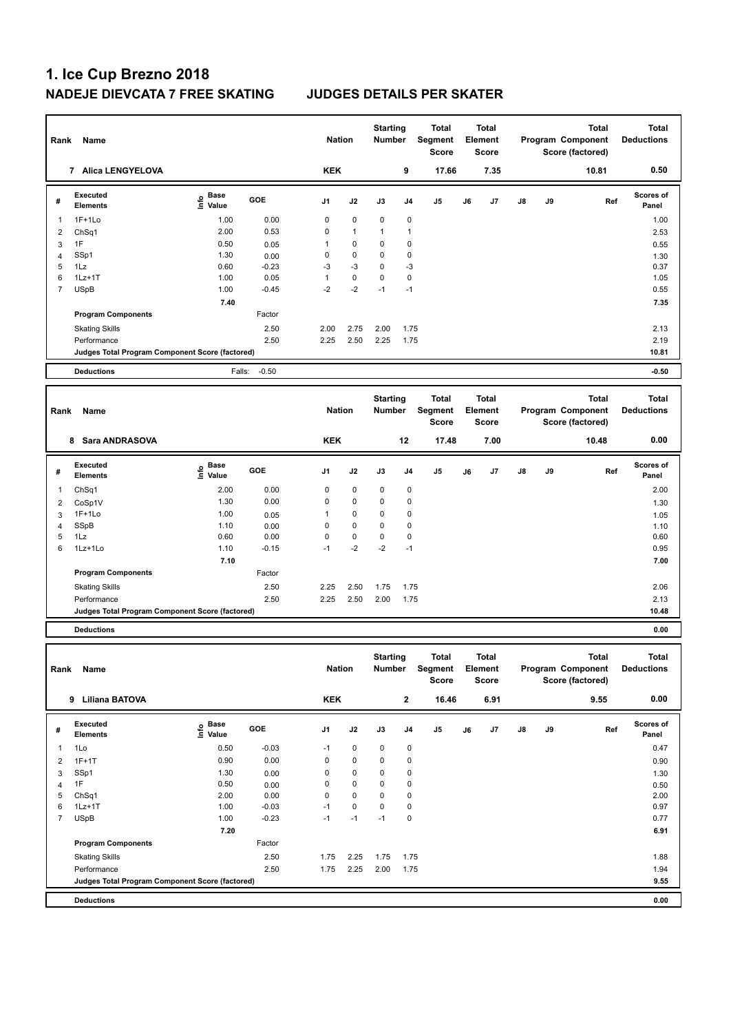# 1. Ice Cup Brezno 2018

## NADEJE DIEVCATA 7 FREE SKATING JUDGES DETAILS PER SKATER

| Rank | Name | Nation | Starting Number | Total Segment Score | Total Element Score | Total Program Component Score (factored) | Total Deductions |
|---|---|---|---|---|---|---|---|
| 7 | Alica LENGYELOVA | KEK | 9 | 17.66 | 7.35 | 10.81 | 0.50 |

| # | Executed Elements | Info | Base Value | GOE | J1 | J2 | J3 | J4 | J5 | J6 | J7 | J8 | J9 | Ref | Scores of Panel |
|---|---|---|---|---|---|---|---|---|---|---|---|---|---|---|---|
| 1 | 1F+1Lo | | 1.00 | 0.00 | 0 | 0 | 0 | 0 | | | | | | | 1.00 |
| 2 | ChSq1 | | 2.00 | 0.53 | 0 | 1 | 1 | 1 | | | | | | | 2.53 |
| 3 | 1F | | 0.50 | 0.05 | 1 | 0 | 0 | 0 | | | | | | | 0.55 |
| 4 | SSp1 | | 1.30 | 0.00 | 0 | 0 | 0 | 0 | | | | | | | 1.30 |
| 5 | 1Lz | | 0.60 | -0.23 | -3 | -3 | 0 | -3 | | | | | | | 0.37 |
| 6 | 1Lz+1T | | 1.00 | 0.05 | 1 | 0 | 0 | 0 | | | | | | | 1.05 |
| 7 | USpB | | 1.00 | -0.45 | -2 | -2 | -1 | -1 | | | | | | | 0.55 |
| | | | 7.40 | | | | | | | | | | | | 7.35 |
| | Program Components | | | Factor | | | | | | | | | | | |
| | Skating Skills | | | 2.50 | 2.00 | 2.75 | 2.00 | 1.75 | | | | | | | 2.13 |
| | Performance | | | 2.50 | 2.25 | 2.50 | 2.25 | 1.75 | | | | | | | 2.19 |
| | Judges Total Program Component Score (factored) | | | | | | | | | | | | | | 10.81 |
| | Deductions | | | Falls: -0.50 | | | | | | | | | | | -0.50 |

| Rank | Name | Nation | Starting Number | Total Segment Score | Total Element Score | Total Program Component Score (factored) | Total Deductions |
|---|---|---|---|---|---|---|---|
| 8 | Sara ANDRASOVA | KEK | 12 | 17.48 | 7.00 | 10.48 | 0.00 |

| # | Executed Elements | Info | Base Value | GOE | J1 | J2 | J3 | J4 | J5 | J6 | J7 | J8 | J9 | Ref | Scores of Panel |
|---|---|---|---|---|---|---|---|---|---|---|---|---|---|---|---|
| 1 | ChSq1 | | 2.00 | 0.00 | 0 | 0 | 0 | 0 | | | | | | | 2.00 |
| 2 | CoSp1V | | 1.30 | 0.00 | 0 | 0 | 0 | 0 | | | | | | | 1.30 |
| 3 | 1F+1Lo | | 1.00 | 0.05 | 1 | 0 | 0 | 0 | | | | | | | 1.05 |
| 4 | SSpB | | 1.10 | 0.00 | 0 | 0 | 0 | 0 | | | | | | | 1.10 |
| 5 | 1Lz | | 0.60 | 0.00 | 0 | 0 | 0 | 0 | | | | | | | 0.60 |
| 6 | 1Lz+1Lo | | 1.10 | -0.15 | -1 | -2 | -2 | -1 | | | | | | | 0.95 |
| | | | 7.10 | | | | | | | | | | | | 7.00 |
| | Program Components | | | Factor | | | | | | | | | | | |
| | Skating Skills | | | 2.50 | 2.25 | 2.50 | 1.75 | 1.75 | | | | | | | 2.06 |
| | Performance | | | 2.50 | 2.25 | 2.50 | 2.00 | 1.75 | | | | | | | 2.13 |
| | Judges Total Program Component Score (factored) | | | | | | | | | | | | | | 10.48 |
| | Deductions | | | | | | | | | | | | | | 0.00 |

| Rank | Name | Nation | Starting Number | Total Segment Score | Total Element Score | Total Program Component Score (factored) | Total Deductions |
|---|---|---|---|---|---|---|---|
| 9 | Liliana BATOVA | KEK | 2 | 16.46 | 6.91 | 9.55 | 0.00 |

| # | Executed Elements | Info | Base Value | GOE | J1 | J2 | J3 | J4 | J5 | J6 | J7 | J8 | J9 | Ref | Scores of Panel |
|---|---|---|---|---|---|---|---|---|---|---|---|---|---|---|---|
| 1 | 1Lo | | 0.50 | -0.03 | -1 | 0 | 0 | 0 | | | | | | | 0.47 |
| 2 | 1F+1T | | 0.90 | 0.00 | 0 | 0 | 0 | 0 | | | | | | | 0.90 |
| 3 | SSp1 | | 1.30 | 0.00 | 0 | 0 | 0 | 0 | | | | | | | 1.30 |
| 4 | 1F | | 0.50 | 0.00 | 0 | 0 | 0 | 0 | | | | | | | 0.50 |
| 5 | ChSq1 | | 2.00 | 0.00 | 0 | 0 | 0 | 0 | | | | | | | 2.00 |
| 6 | 1Lz+1T | | 1.00 | -0.03 | -1 | 0 | 0 | 0 | | | | | | | 0.97 |
| 7 | USpB | | 1.00 | -0.23 | -1 | -1 | -1 | 0 | | | | | | | 0.77 |
| | | | 7.20 | | | | | | | | | | | | 6.91 |
| | Program Components | | | Factor | | | | | | | | | | | |
| | Skating Skills | | | 2.50 | 1.75 | 2.25 | 1.75 | 1.75 | | | | | | | 1.88 |
| | Performance | | | 2.50 | 1.75 | 2.25 | 2.00 | 1.75 | | | | | | | 1.94 |
| | Judges Total Program Component Score (factored) | | | | | | | | | | | | | | 9.55 |
| | Deductions | | | | | | | | | | | | | | 0.00 |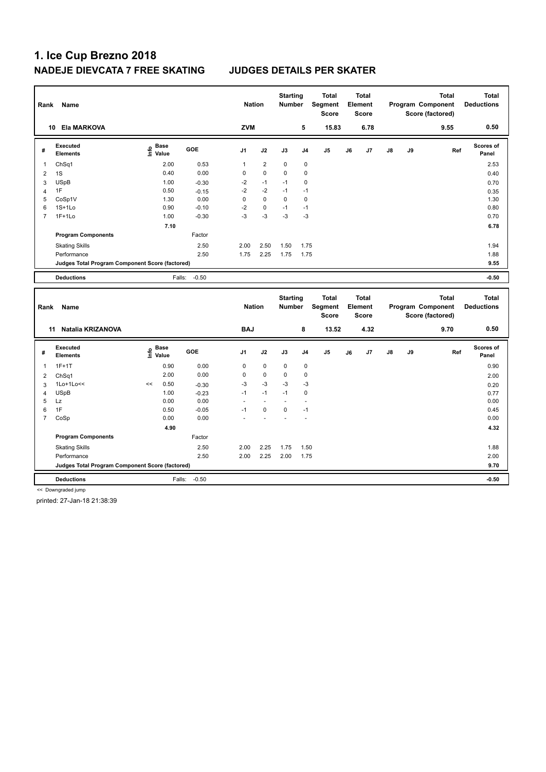# 1. Ice Cup Brezno 2018

## NADEJE DIEVCATA 7 FREE SKATING JUDGES DETAILS PER SKATER

| Rank | Name | Nation | Starting Number | Total Segment Score | Total Element Score | Total Program Component Score (factored) | Total Deductions |
|---|---|---|---|---|---|---|---|
| 10 | Ela MARKOVA | ZVM | 5 | 15.83 | 6.78 | 9.55 | 0.50 |

| # | Executed Elements | Info | Base Value | GOE | J1 | J2 | J3 | J4 | J5 | J6 | J7 | J8 | J9 | Ref | Scores of Panel |
|---|---|---|---|---|---|---|---|---|---|---|---|---|---|---|---|
| 1 | ChSq1 | | 2.00 | 0.53 | 1 | 2 | 0 | 0 | | | | | | | 2.53 |
| 2 | 1S | | 0.40 | 0.00 | 0 | 0 | 0 | 0 | | | | | | | 0.40 |
| 3 | USpB | | 1.00 | -0.30 | -2 | -1 | -1 | 0 | | | | | | | 0.70 |
| 4 | 1F | | 0.50 | -0.15 | -2 | -2 | -1 | -1 | | | | | | | 0.35 |
| 5 | CoSp1V | | 1.30 | 0.00 | 0 | 0 | 0 | 0 | | | | | | | 1.30 |
| 6 | 1S+1Lo | | 0.90 | -0.10 | -2 | 0 | -1 | -1 | | | | | | | 0.80 |
| 7 | 1F+1Lo | | 1.00 | -0.30 | -3 | -3 | -3 | -3 | | | | | | | 0.70 |
| | | | 7.10 | | | | | | | | | | | | 6.78 |
| | **Program Components** | | | Factor | | | | | | | | | | | |
| | Skating Skills | | | 2.50 | 2.00 | 2.50 | 1.50 | 1.75 | | | | | | | 1.94 |
| | Performance | | | 2.50 | 1.75 | 2.25 | 1.75 | 1.75 | | | | | | | 1.88 |
| | **Judges Total Program Component Score (factored)** | | | | | | | | | | | | | | 9.55 |
| | **Deductions** | | Falls: | -0.50 | | | | | | | | | | | -0.50 |

| Rank | Name | Nation | Starting Number | Total Segment Score | Total Element Score | Total Program Component Score (factored) | Total Deductions |
|---|---|---|---|---|---|---|---|
| 11 | Natalia KRIZANOVA | BAJ | 8 | 13.52 | 4.32 | 9.70 | 0.50 |

| # | Executed Elements | Info | Base Value | GOE | J1 | J2 | J3 | J4 | J5 | J6 | J7 | J8 | J9 | Ref | Scores of Panel |
|---|---|---|---|---|---|---|---|---|---|---|---|---|---|---|---|
| 1 | 1F+1T | | 0.90 | 0.00 | 0 | 0 | 0 | 0 | | | | | | | 0.90 |
| 2 | ChSq1 | | 2.00 | 0.00 | 0 | 0 | 0 | 0 | | | | | | | 2.00 |
| 3 | 1Lo+1Lo<< | << | 0.50 | -0.30 | -3 | -3 | -3 | -3 | | | | | | | 0.20 |
| 4 | USpB | | 1.00 | -0.23 | -1 | -1 | -1 | 0 | | | | | | | 0.77 |
| 5 | Lz | | 0.00 | 0.00 | - | - | - | - | | | | | | | 0.00 |
| 6 | 1F | | 0.50 | -0.05 | -1 | 0 | 0 | -1 | | | | | | | 0.45 |
| 7 | CoSp | | 0.00 | 0.00 | - | - | - | - | | | | | | | 0.00 |
| | | | 4.90 | | | | | | | | | | | | 4.32 |
| | **Program Components** | | | Factor | | | | | | | | | | | |
| | Skating Skills | | | 2.50 | 2.00 | 2.25 | 1.75 | 1.50 | | | | | | | 1.88 |
| | Performance | | | 2.50 | 2.00 | 2.25 | 2.00 | 1.75 | | | | | | | 2.00 |
| | **Judges Total Program Component Score (factored)** | | | | | | | | | | | | | | 9.70 |
| | **Deductions** | | Falls: | -0.50 | | | | | | | | | | | -0.50 |

<< Downgraded jump

printed: 27-Jan-18 21:38:39